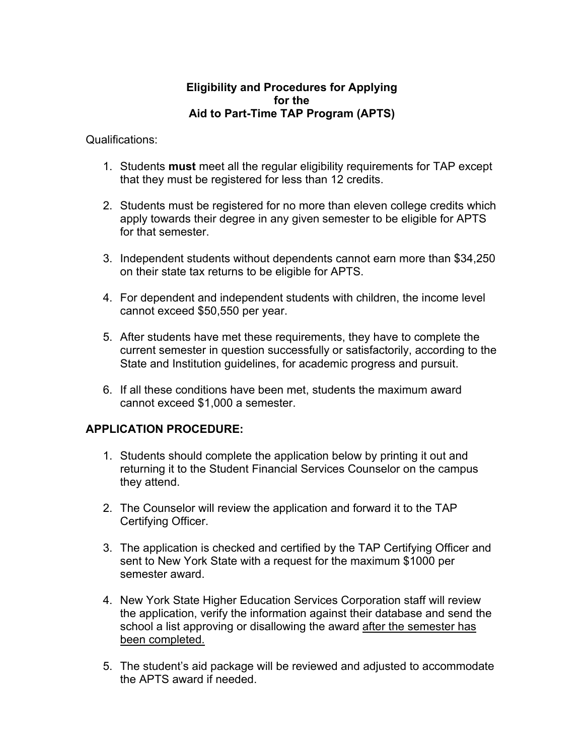# Eligibility and Procedures for Applying for the Aid to Part-Time TAP Program (APTS)

Qualifications:

1. Students **must** meet all the regular eligibility requirements for TAP except that they must be registered for less than 12 credits.

2. Students must be registered for no more than eleven college credits which apply towards their degree in any given semester to be eligible for APTS for that semester.

3. Independent students without dependents cannot earn more than $34,250 on their state tax returns to be eligible for APTS.

4. For dependent and independent students with children, the income level cannot exceed $50,550 per year.

5. After students have met these requirements, they have to complete the current semester in question successfully or satisfactorily, according to the State and Institution guidelines, for academic progress and pursuit.

6. If all these conditions have been met, students the maximum award cannot exceed $1,000 a semester.

## APPLICATION PROCEDURE:

1. Students should complete the application below by printing it out and returning it to the Student Financial Services Counselor on the campus they attend.

2. The Counselor will review the application and forward it to the TAP Certifying Officer.

3. The application is checked and certified by the TAP Certifying Officer and sent to New York State with a request for the maximum $1000 per semester award.

4. New York State Higher Education Services Corporation staff will review the application, verify the information against their database and send the school a list approving or disallowing the award <u>after the semester has been completed.</u>

5. The student's aid package will be reviewed and adjusted to accommodate the APTS award if needed.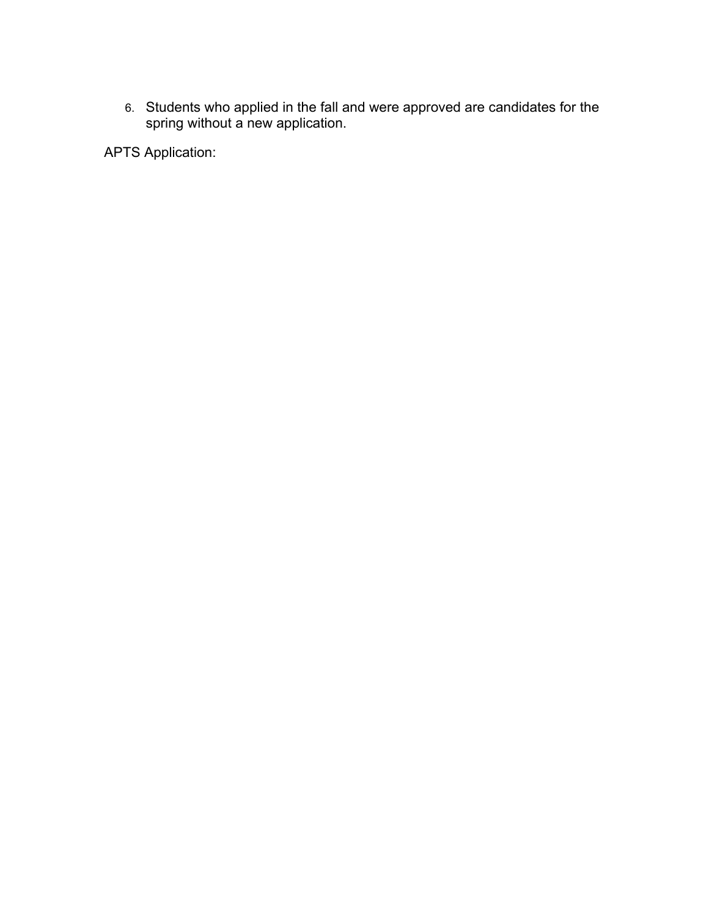6. Students who applied in the fall and were approved are candidates for the spring without a new application.

APTS Application: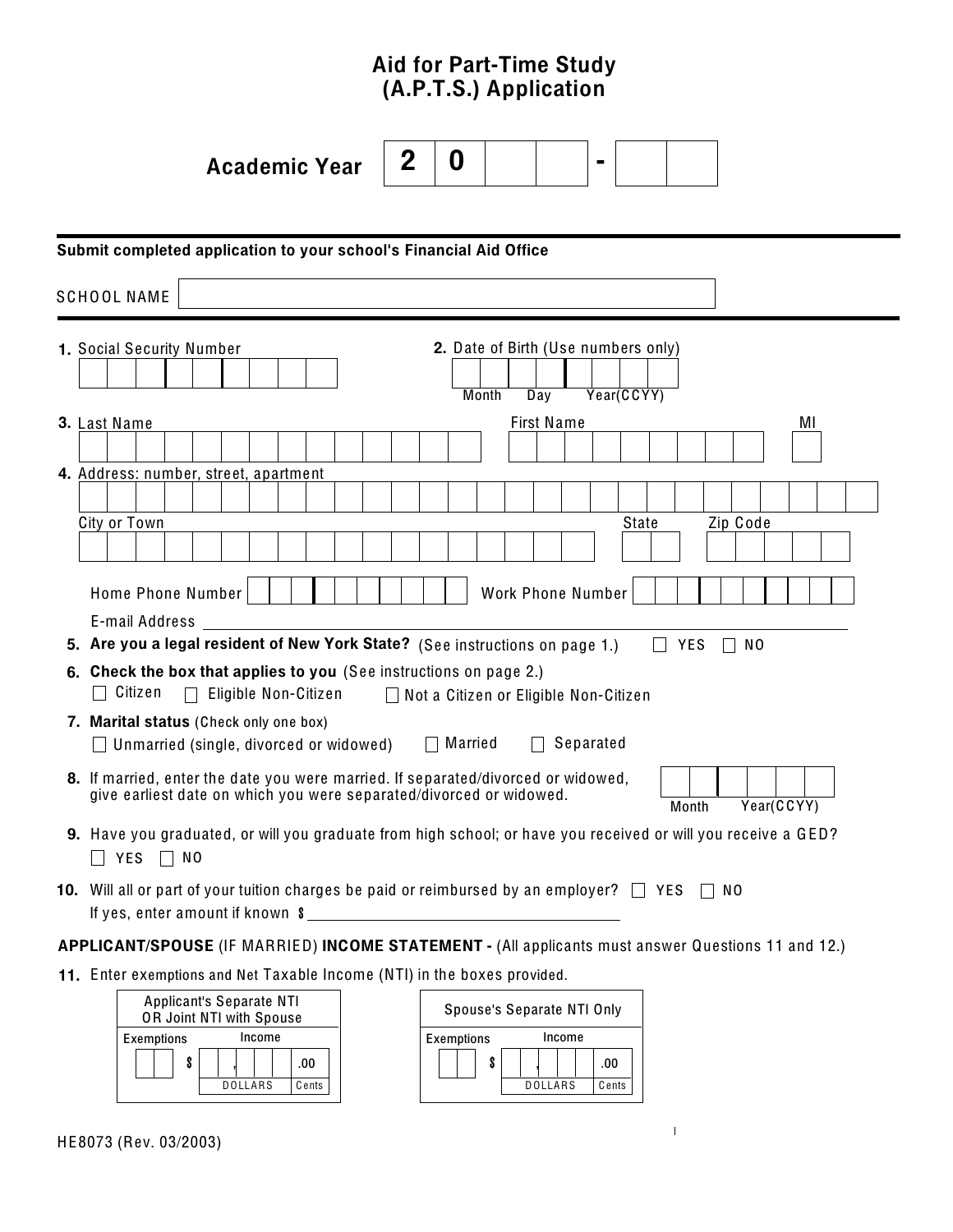# Aid for Part-Time Study (A.P.T.S.) Application

**Academic Year** 2 0 __ __ - __ __

**Submit completed application to your school's Financial Aid Office**

SCHOOL NAME ____________________

**1.** Social Security Number

**2.** Date of Birth (Use numbers only)

Month Day Year(CCYY)

**3.** Last Name First Name MI

**4.** Address: number, street, apartment

City or Town State Zip Code

Home Phone Number Work Phone Number

E-mail Address ____________________

**5. Are you a legal resident of New York State?** (See instructions on page 1.) ☐ YES ☐ NO

**6. Check the box that applies to you** (See instructions on page 2.)

☐ Citizen ☐ Eligible Non-Citizen ☐ Not a Citizen or Eligible Non-Citizen

**7. Marital status** (Check only one box)

☐ Unmarried (single, divorced or widowed) ☐ Married ☐ Separated

**8.** If married, enter the date you were married. If separated/divorced or widowed, give earliest date on which you were separated/divorced or widowed.

Month Year(CCYY)

**9.** Have you graduated, or will you graduate from high school; or have you received or will you receive a GED?

☐ YES ☐ NO

**10.** Will all or part of your tuition charges be paid or reimbursed by an employer? ☐ YES ☐ NO

If yes, enter amount if known $ ____________________

**APPLICANT/SPOUSE** (IF MARRIED) **INCOME STATEMENT -** (All applicants must answer Questions 11 and 12.)

**11.** Enter exemptions and Net Taxable Income (NTI) in the boxes provided.

| Applicant's Separate NTI OR Joint NTI with Spouse | |
|---|---|
| Exemptions | Income |
| | $ ___,___ .00 (DOLLARS / Cents) |

| Spouse's Separate NTI Only | |
|---|---|
| Exemptions | Income |
| | $ ___,___ .00 (DOLLARS / Cents) |

HE8073 (Rev. 03/2003)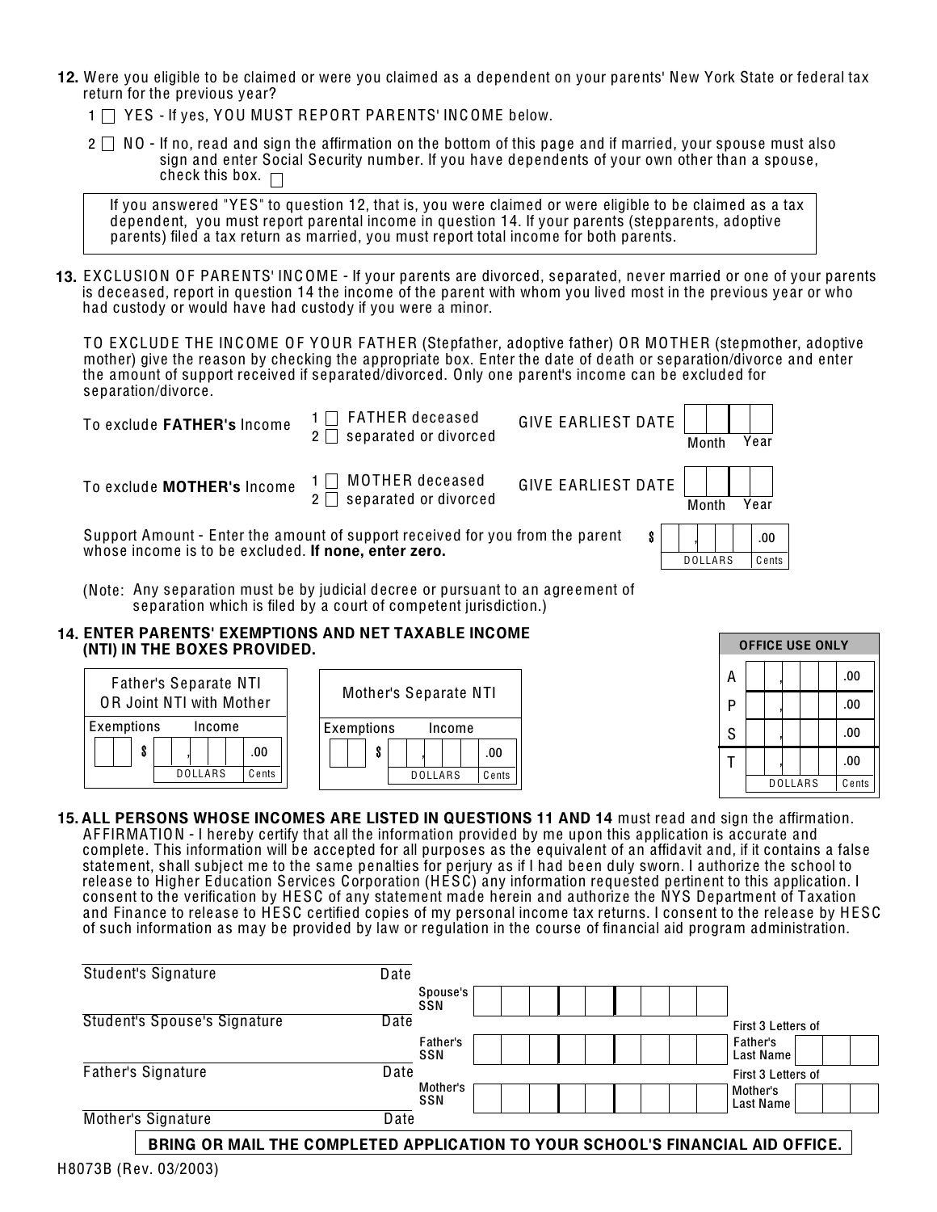**12.** Were you eligible to be claimed or were you claimed as a dependent on your parents' New York State or federal tax return for the previous year?

1 ☐ YES - If yes, YOU MUST REPORT PARENTS' INCOME below.

2 ☐ NO - If no, read and sign the affirmation on the bottom of this page and if married, your spouse must also sign and enter Social Security number. If you have dependents of your own other than a spouse, check this box. ☐

> If you answered "YES" to question 12, that is, you were claimed or were eligible to be claimed as a tax dependent, you must report parental income in question 14. If your parents (stepparents, adoptive parents) filed a tax return as married, you must report total income for both parents.

**13.** EXCLUSION OF PARENTS' INCOME - If your parents are divorced, separated, never married or one of your parents is deceased, report in question 14 the income of the parent with whom you lived most in the previous year or who had custody or would have had custody if you were a minor.

TO EXCLUDE THE INCOME OF YOUR FATHER (Stepfather, adoptive father) OR MOTHER (stepmother, adoptive mother) give the reason by checking the appropriate box. Enter the date of death or separation/divorce and enter the amount of support received if separated/divorced. Only one parent's income can be excluded for separation/divorce.

| | | | | |
|---|---|---|---|---|
| To exclude **FATHER's** Income | 1 ☐ FATHER deceased<br>2 ☐ separated or divorced | GIVE EARLIEST DATE | Month | Year |
| To exclude **MOTHER's** Income | 1 ☐ MOTHER deceased<br>2 ☐ separated or divorced | GIVE EARLIEST DATE | Month | Year |

Support Amount - Enter the amount of support received for you from the parent whose income is to be excluded. **If none, enter zero.** $ ___,___ .00 (DOLLARS / Cents)

(Note: Any separation must be by judicial decree or pursuant to an agreement of separation which is filed by a court of competent jurisdiction.)

**14. ENTER PARENTS' EXEMPTIONS AND NET TAXABLE INCOME (NTI) IN THE BOXES PROVIDED.**

| Father's Separate NTI OR Joint NTI with Mother | |
|---|---|
| Exemptions | Income |
| | $ ___,___ .00 (DOLLARS / Cents) |

| Mother's Separate NTI | |
|---|---|
| Exemptions | Income |
| | $ ___,___ .00 (DOLLARS / Cents) |

| OFFICE USE ONLY | DOLLARS | Cents |
|---|---|---|
| A | , | .00 |
| P | , | .00 |
| S | , | .00 |
| T | , | .00 |

**15. ALL PERSONS WHOSE INCOMES ARE LISTED IN QUESTIONS 11 AND 14** must read and sign the affirmation. AFFIRMATION - I hereby certify that all the information provided by me upon this application is accurate and complete. This information will be accepted for all purposes as the equivalent of an affidavit and, if it contains a false statement, shall subject me to the same penalties for perjury as if I had been duly sworn. I authorize the school to release to Higher Education Services Corporation (HESC) any information requested pertinent to this application. I consent to the verification by HESC of any statement made herein and authorize the NYS Department of Taxation and Finance to release to HESC certified copies of my personal income tax returns. I consent to the release by HESC of such information as may be provided by law or regulation in the course of financial aid program administration.

| Signature | Date | SSN | First 3 Letters of Last Name |
|---|---|---|---|
| Student's Signature | Date | | |
| Student's Spouse's Signature | Date | Spouse's SSN | |
| Father's Signature | Date | Father's SSN | First 3 Letters of Father's Last Name |
| Mother's Signature | Date | Mother's SSN | First 3 Letters of Mother's Last Name |

**BRING OR MAIL THE COMPLETED APPLICATION TO YOUR SCHOOL'S FINANCIAL AID OFFICE.**

H8073B (Rev. 03/2003)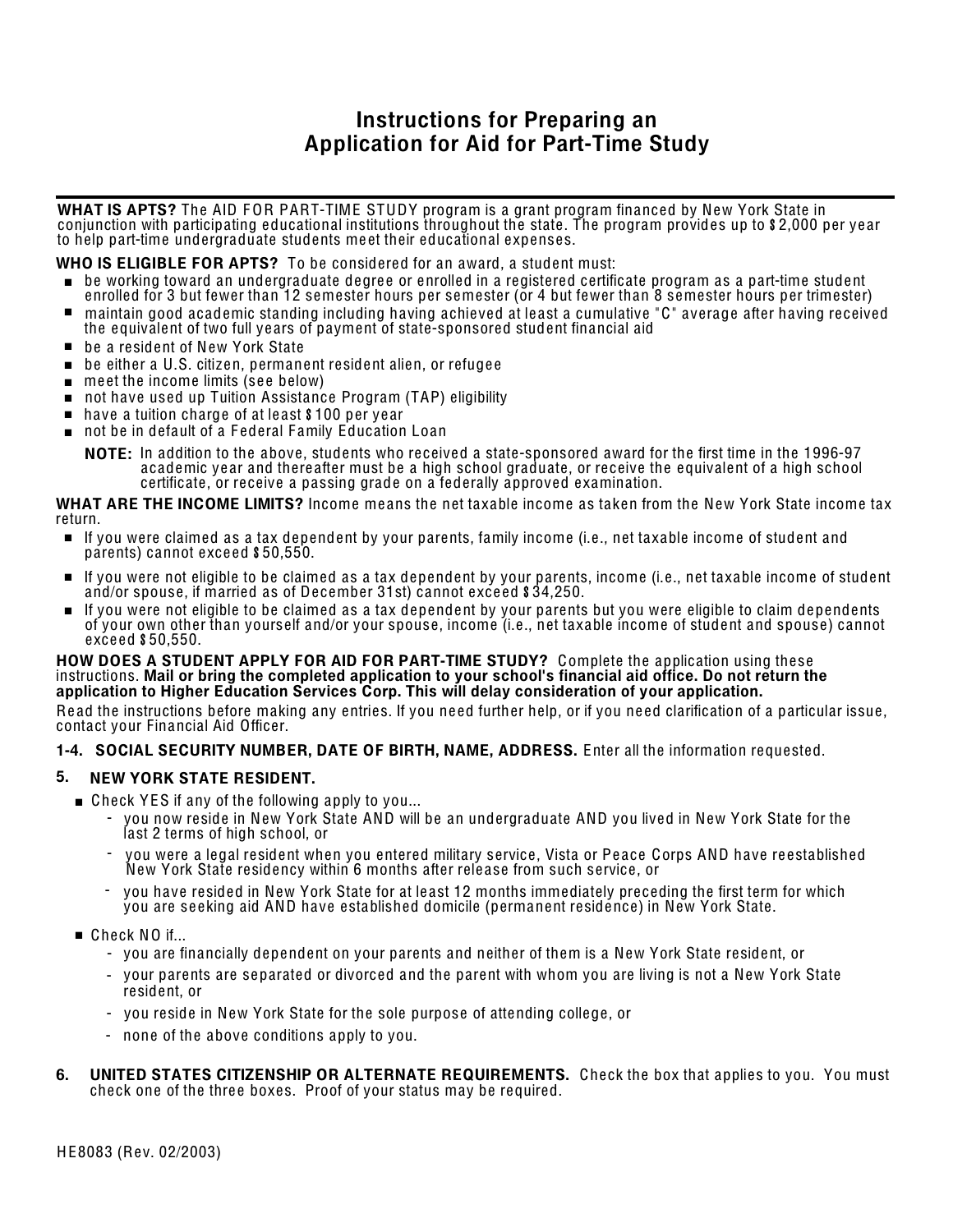# Instructions for Preparing an Application for Aid for Part-Time Study

**WHAT IS APTS?** The AID FOR PART-TIME STUDY program is a grant program financed by New York State in conjunction with participating educational institutions throughout the state. The program provides up to $2,000 per year to help part-time undergraduate students meet their educational expenses.

**WHO IS ELIGIBLE FOR APTS?** To be considered for an award, a student must:

- be working toward an undergraduate degree or enrolled in a registered certificate program as a part-time student enrolled for 3 but fewer than 12 semester hours per semester (or 4 but fewer than 8 semester hours per trimester)
- maintain good academic standing including having achieved at least a cumulative "C" average after having received the equivalent of two full years of payment of state-sponsored student financial aid
- be a resident of New York State
- be either a U.S. citizen, permanent resident alien, or refugee
- meet the income limits (see below)
- not have used up Tuition Assistance Program (TAP) eligibility
- have a tuition charge of at least $100 per year
- not be in default of a Federal Family Education Loan

**NOTE:** In addition to the above, students who received a state-sponsored award for the first time in the 1996-97 academic year and thereafter must be a high school graduate, or receive the equivalent of a high school certificate, or receive a passing grade on a federally approved examination.

**WHAT ARE THE INCOME LIMITS?** Income means the net taxable income as taken from the New York State income tax return.

- If you were claimed as a tax dependent by your parents, family income (i.e., net taxable income of student and parents) cannot exceed $50,550.
- If you were not eligible to be claimed as a tax dependent by your parents, income (i.e., net taxable income of student and/or spouse, if married as of December 31st) cannot exceed $34,250.
- If you were not eligible to be claimed as a tax dependent by your parents but you were eligible to claim dependents of your own other than yourself and/or your spouse, income (i.e., net taxable income of student and spouse) cannot exceed $50,550.

**HOW DOES A STUDENT APPLY FOR AID FOR PART-TIME STUDY?** Complete the application using these instructions. **Mail or bring the completed application to your school's financial aid office. Do not return the application to Higher Education Services Corp. This will delay consideration of your application.**

Read the instructions before making any entries. If you need further help, or if you need clarification of a particular issue, contact your Financial Aid Officer.

**1-4. SOCIAL SECURITY NUMBER, DATE OF BIRTH, NAME, ADDRESS.** Enter all the information requested.

**5. NEW YORK STATE RESIDENT.**

- Check YES if any of the following apply to you...
  - you now reside in New York State AND will be an undergraduate AND you lived in New York State for the last 2 terms of high school, or
  - you were a legal resident when you entered military service, Vista or Peace Corps AND have reestablished New York State residency within 6 months after release from such service, or
  - you have resided in New York State for at least 12 months immediately preceding the first term for which you are seeking aid AND have established domicile (permanent residence) in New York State.
- Check NO if...
  - you are financially dependent on your parents and neither of them is a New York State resident, or
  - your parents are separated or divorced and the parent with whom you are living is not a New York State resident, or
  - you reside in New York State for the sole purpose of attending college, or
  - none of the above conditions apply to you.

**6. UNITED STATES CITIZENSHIP OR ALTERNATE REQUIREMENTS.** Check the box that applies to you. You must check one of the three boxes. Proof of your status may be required.

HE8083 (Rev. 02/2003)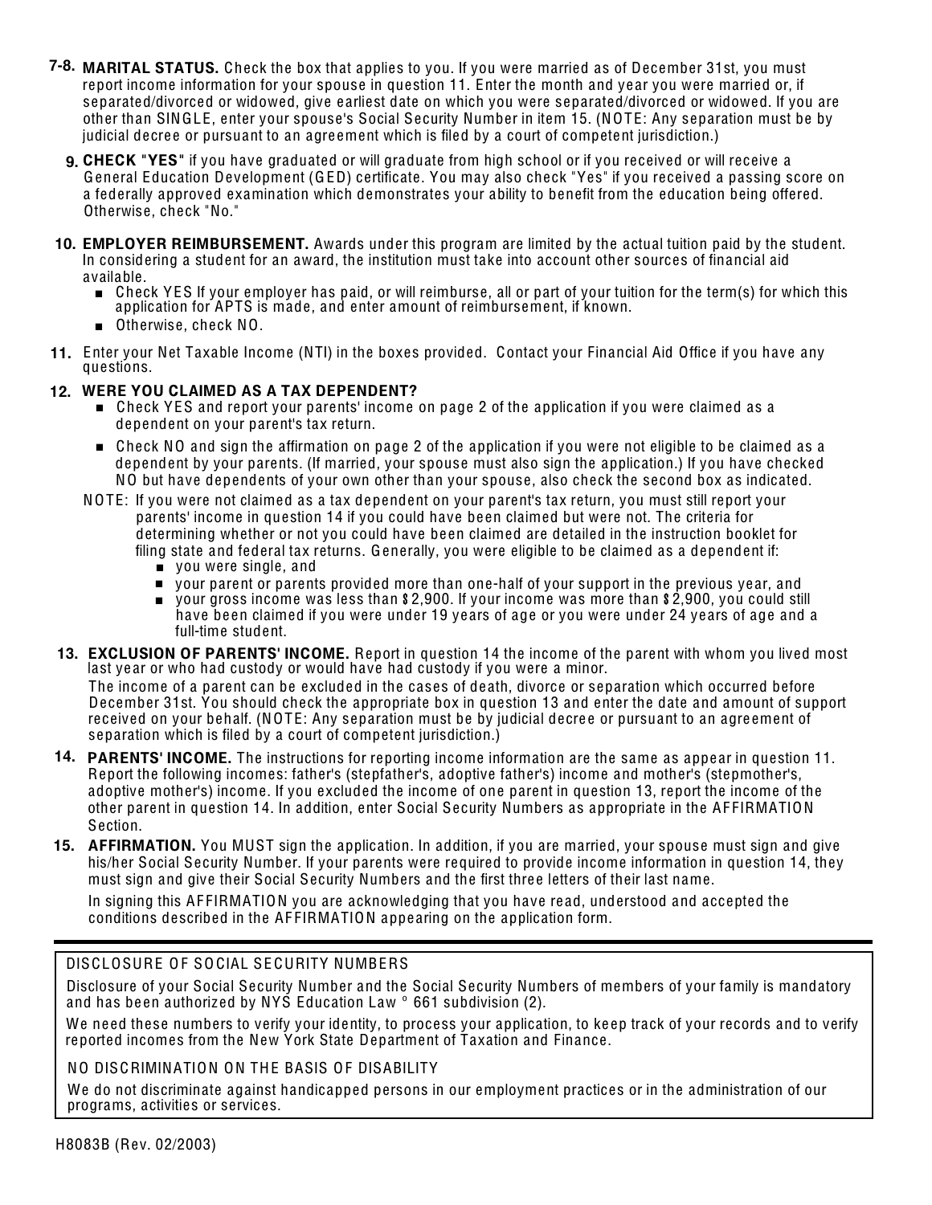**7-8. MARITAL STATUS.** Check the box that applies to you. If you were married as of December 31st, you must report income information for your spouse in question 11. Enter the month and year you were married or, if separated/divorced or widowed, give earliest date on which you were separated/divorced or widowed. If you are other than SINGLE, enter your spouse's Social Security Number in item 15. (NOTE: Any separation must be by judicial decree or pursuant to an agreement which is filed by a court of competent jurisdiction.)

**9. CHECK "YES"** if you have graduated or will graduate from high school or if you received or will receive a General Education Development (GED) certificate. You may also check "Yes" if you received a passing score on a federally approved examination which demonstrates your ability to benefit from the education being offered. Otherwise, check "No."

**10. EMPLOYER REIMBURSEMENT.** Awards under this program are limited by the actual tuition paid by the student. In considering a student for an award, the institution must take into account other sources of financial aid available.

- Check YES If your employer has paid, or will reimburse, all or part of your tuition for the term(s) for which this application for APTS is made, and enter amount of reimbursement, if known.
- Otherwise, check NO.

**11.** Enter your Net Taxable Income (NTI) in the boxes provided. Contact your Financial Aid Office if you have any questions.

**12. WERE YOU CLAIMED AS A TAX DEPENDENT?**

- Check YES and report your parents' income on page 2 of the application if you were claimed as a dependent on your parent's tax return.
- Check NO and sign the affirmation on page 2 of the application if you were not eligible to be claimed as a dependent by your parents. (If married, your spouse must also sign the application.) If you have checked NO but have dependents of your own other than your spouse, also check the second box as indicated.

NOTE: If you were not claimed as a tax dependent on your parent's tax return, you must still report your parents' income in question 14 if you could have been claimed but were not. The criteria for determining whether or not you could have been claimed are detailed in the instruction booklet for filing state and federal tax returns. Generally, you were eligible to be claimed as a dependent if:

- you were single, and
- your parent or parents provided more than one-half of your support in the previous year, and
- your gross income was less than $2,900. If your income was more than $2,900, you could still have been claimed if you were under 19 years of age or you were under 24 years of age and a full-time student.

**13. EXCLUSION OF PARENTS' INCOME.** Report in question 14 the income of the parent with whom you lived most last year or who had custody or would have had custody if you were a minor.

The income of a parent can be excluded in the cases of death, divorce or separation which occurred before December 31st. You should check the appropriate box in question 13 and enter the date and amount of support received on your behalf. (NOTE: Any separation must be by judicial decree or pursuant to an agreement of separation which is filed by a court of competent jurisdiction.)

**14. PARENTS' INCOME.** The instructions for reporting income information are the same as appear in question 11. Report the following incomes: father's (stepfather's, adoptive father's) income and mother's (stepmother's, adoptive mother's) income. If you excluded the income of one parent in question 13, report the income of the other parent in question 14. In addition, enter Social Security Numbers as appropriate in the AFFIRMATION Section.

**15. AFFIRMATION.** You MUST sign the application. In addition, if you are married, your spouse must sign and give his/her Social Security Number. If your parents were required to provide income information in question 14, they must sign and give their Social Security Numbers and the first three letters of their last name.

In signing this AFFIRMATION you are acknowledging that you have read, understood and accepted the conditions described in the AFFIRMATION appearing on the application form.

---

DISCLOSURE OF SOCIAL SECURITY NUMBERS

Disclosure of your Social Security Number and the Social Security Numbers of members of your family is mandatory and has been authorized by NYS Education Law ° 661 subdivision (2).

We need these numbers to verify your identity, to process your application, to keep track of your records and to verify reported incomes from the New York State Department of Taxation and Finance.

NO DISCRIMINATION ON THE BASIS OF DISABILITY

We do not discriminate against handicapped persons in our employment practices or in the administration of our programs, activities or services.

H8083B (Rev. 02/2003)